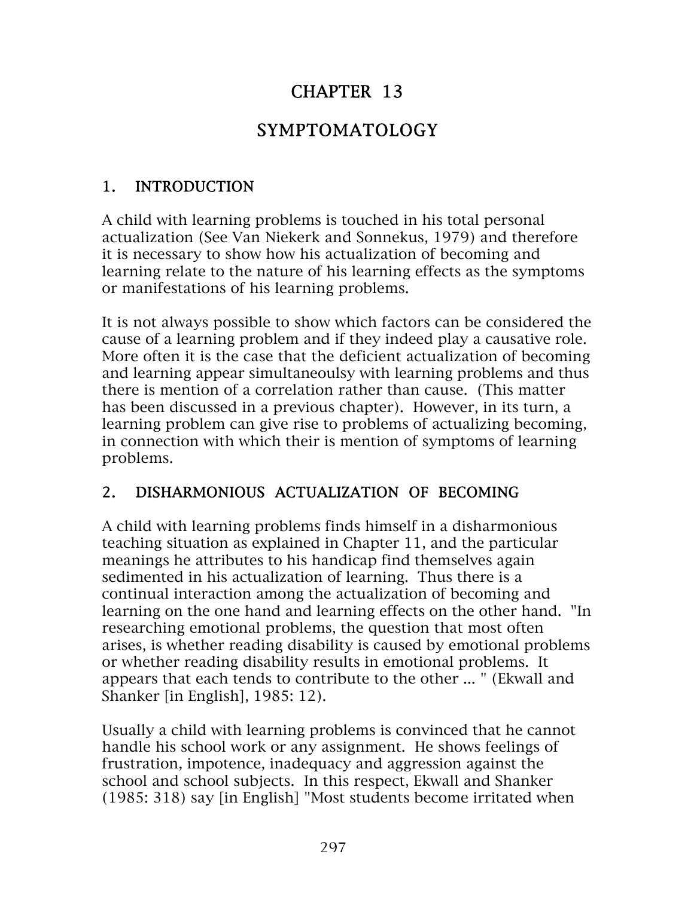# CHAPTER 13

# SYMPTOMATOLOGY

## 1. INTRODUCTION

A child with learning problems is touched in his total personal actualization (See Van Niekerk and Sonnekus, 1979) and therefore it is necessary to show how his actualization of becoming and learning relate to the nature of his learning effects as the symptoms or manifestations of his learning problems.

It is not always possible to show which factors can be considered the cause of a learning problem and if they indeed play a causative role. More often it is the case that the deficient actualization of becoming and learning appear simultaneoulsy with learning problems and thus there is mention of a correlation rather than cause. (This matter has been discussed in a previous chapter). However, in its turn, a learning problem can give rise to problems of actualizing becoming, in connection with which their is mention of symptoms of learning problems.

## 2. DISHARMONIOUS ACTUALIZATION OF BECOMING

A child with learning problems finds himself in a disharmonious teaching situation as explained in Chapter 11, and the particular meanings he attributes to his handicap find themselves again sedimented in his actualization of learning. Thus there is a continual interaction among the actualization of becoming and learning on the one hand and learning effects on the other hand. "In researching emotional problems, the question that most often arises, is whether reading disability is caused by emotional problems or whether reading disability results in emotional problems. It appears that each tends to contribute to the other ... " (Ekwall and Shanker [in English], 1985: 12).

Usually a child with learning problems is convinced that he cannot handle his school work or any assignment. He shows feelings of frustration, impotence, inadequacy and aggression against the school and school subjects. In this respect, Ekwall and Shanker (1985: 318) say [in English] "Most students become irritated when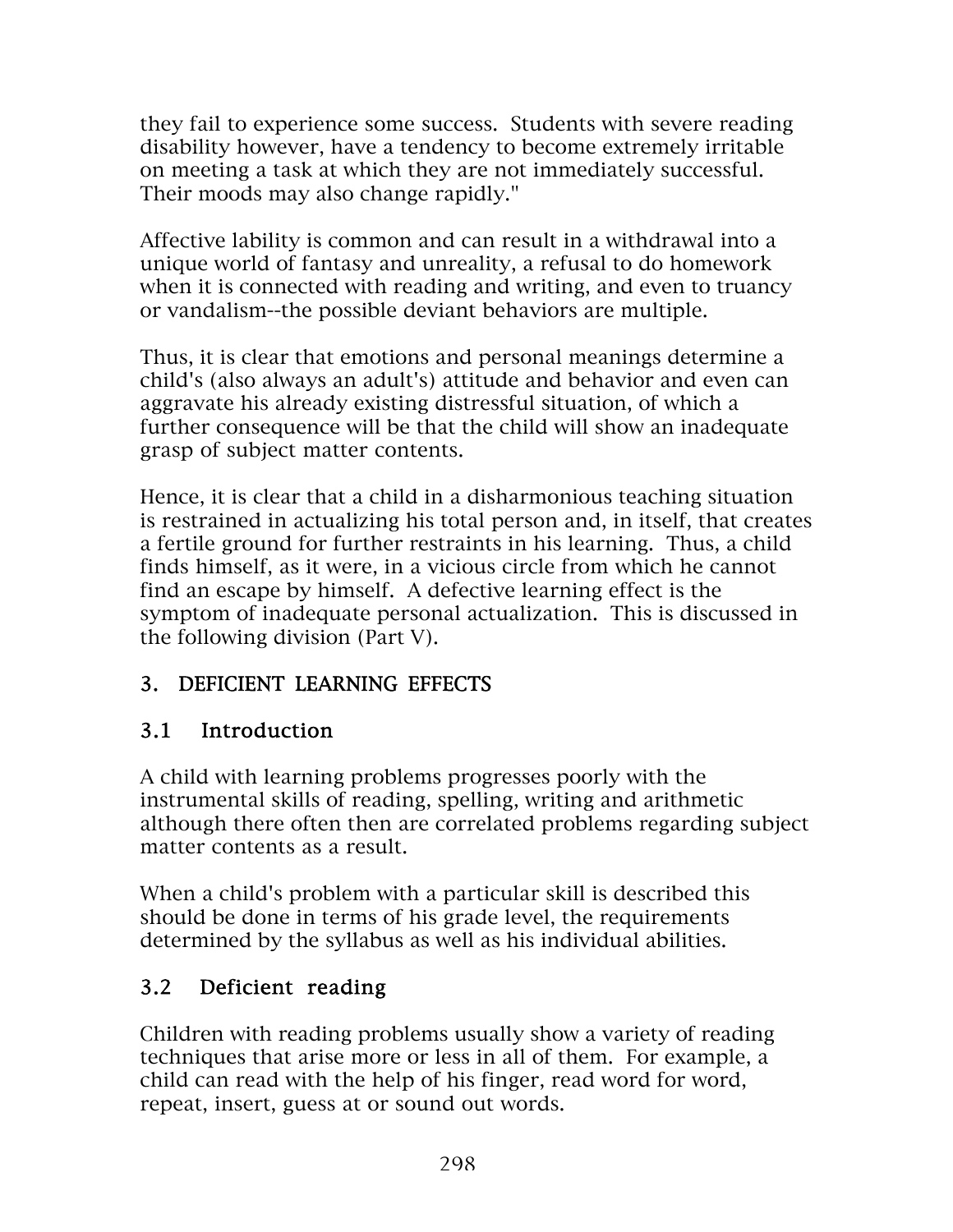they fail to experience some success. Students with severe reading disability however, have a tendency to become extremely irritable on meeting a task at which they are not immediately successful. Their moods may also change rapidly."

Affective lability is common and can result in a withdrawal into a unique world of fantasy and unreality, a refusal to do homework when it is connected with reading and writing, and even to truancy or vandalism--the possible deviant behaviors are multiple.

Thus, it is clear that emotions and personal meanings determine a child's (also always an adult's) attitude and behavior and even can aggravate his already existing distressful situation, of which a further consequence will be that the child will show an inadequate grasp of subject matter contents.

Hence, it is clear that a child in a disharmonious teaching situation is restrained in actualizing his total person and, in itself, that creates a fertile ground for further restraints in his learning. Thus, a child finds himself, as it were, in a vicious circle from which he cannot find an escape by himself. A defective learning effect is the symptom of inadequate personal actualization. This is discussed in the following division (Part V).

## 3. DEFICIENT LEARNING EFFECTS

### 3.1 Introduction

A child with learning problems progresses poorly with the instrumental skills of reading, spelling, writing and arithmetic although there often then are correlated problems regarding subject matter contents as a result.

When a child's problem with a particular skill is described this should be done in terms of his grade level, the requirements determined by the syllabus as well as his individual abilities.

### 3.2 Deficient reading

Children with reading problems usually show a variety of reading techniques that arise more or less in all of them. For example, a child can read with the help of his finger, read word for word, repeat, insert, guess at or sound out words.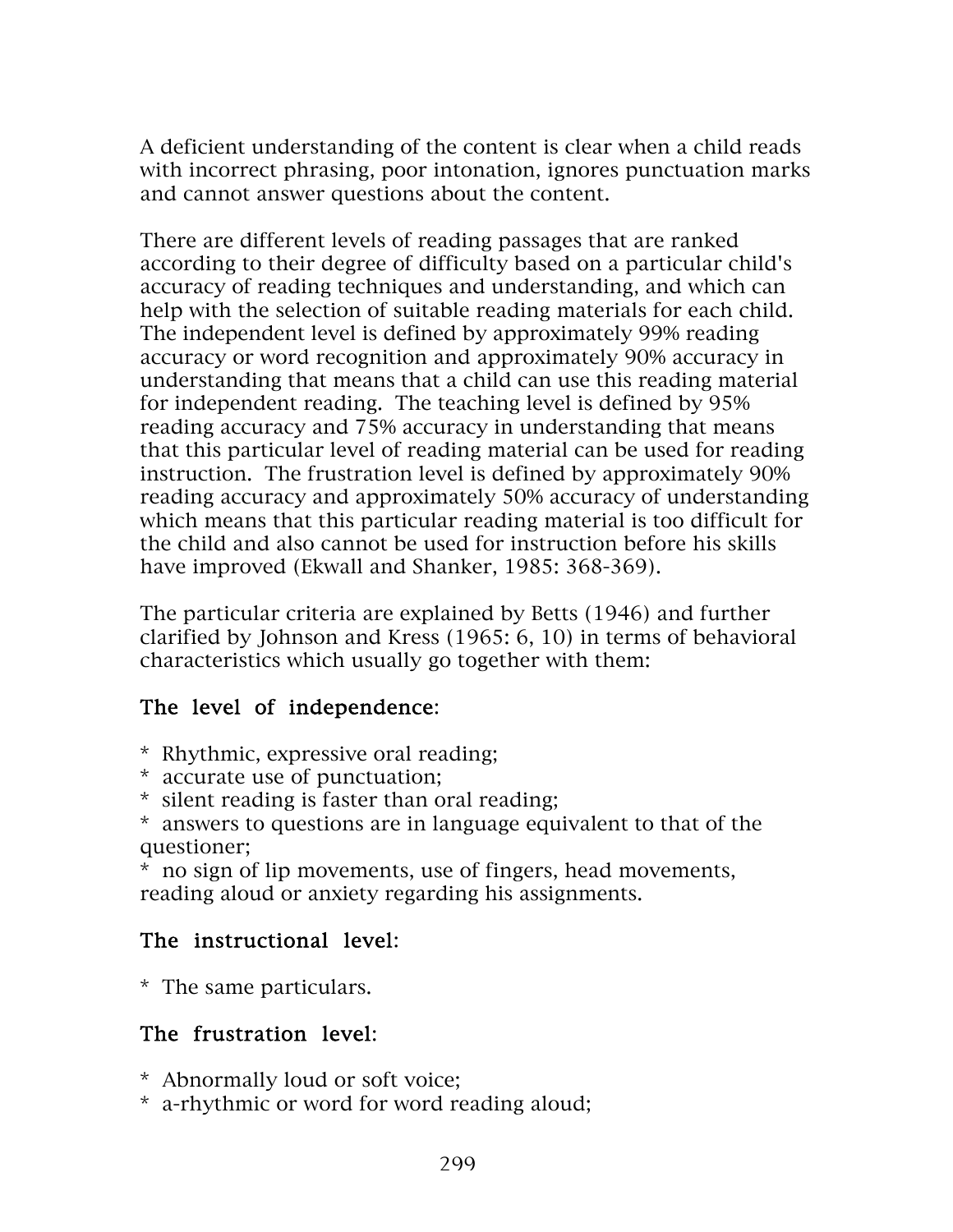A deficient understanding of the content is clear when a child reads with incorrect phrasing, poor intonation, ignores punctuation marks and cannot answer questions about the content.

There are different levels of reading passages that are ranked according to their degree of difficulty based on a particular child's accuracy of reading techniques and understanding, and which can help with the selection of suitable reading materials for each child. The independent level is defined by approximately 99% reading accuracy or word recognition and approximately 90% accuracy in understanding that means that a child can use this reading material for independent reading. The teaching level is defined by 95% reading accuracy and 75% accuracy in understanding that means that this particular level of reading material can be used for reading instruction. The frustration level is defined by approximately 90% reading accuracy and approximately 50% accuracy of understanding which means that this particular reading material is too difficult for the child and also cannot be used for instruction before his skills have improved (Ekwall and Shanker, 1985: 368-369).

The particular criteria are explained by Betts (1946) and further clarified by Johnson and Kress (1965: 6, 10) in terms of behavioral characteristics which usually go together with them:

**The level of independence**:

* Rhythmic, expressive oral reading;
* accurate use of punctuation;
* silent reading is faster than oral reading;
* answers to questions are in language equivalent to that of the questioner;
* no sign of lip movements, use of fingers, head movements, reading aloud or anxiety regarding his assignments.

**The instructional level**:

* The same particulars.

**The frustration level**:

* Abnormally loud or soft voice;
* a-rhythmic or word for word reading aloud;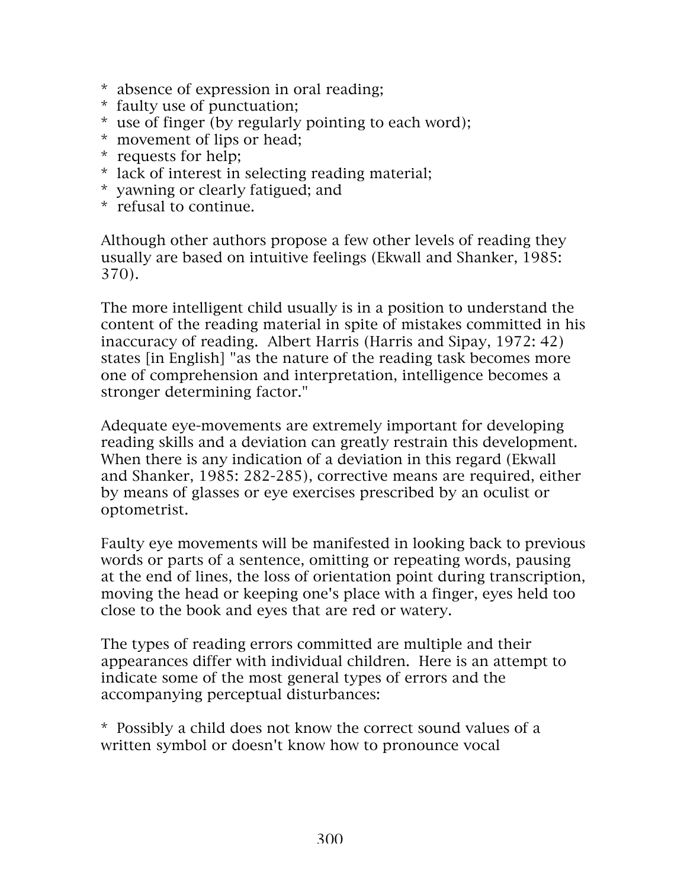* absence of expression in oral reading;
* faulty use of punctuation;
* use of finger (by regularly pointing to each word);
* movement of lips or head;
* requests for help;
* lack of interest in selecting reading material;
* yawning or clearly fatigued; and
* refusal to continue.

Although other authors propose a few other levels of reading they usually are based on intuitive feelings (Ekwall and Shanker, 1985: 370).

The more intelligent child usually is in a position to understand the content of the reading material in spite of mistakes committed in his inaccuracy of reading. Albert Harris (Harris and Sipay, 1972: 42) states [in English] "as the nature of the reading task becomes more one of comprehension and interpretation, intelligence becomes a stronger determining factor."

Adequate eye-movements are extremely important for developing reading skills and a deviation can greatly restrain this development. When there is any indication of a deviation in this regard (Ekwall and Shanker, 1985: 282-285), corrective means are required, either by means of glasses or eye exercises prescribed by an oculist or optometrist.

Faulty eye movements will be manifested in looking back to previous words or parts of a sentence, omitting or repeating words, pausing at the end of lines, the loss of orientation point during transcription, moving the head or keeping one's place with a finger, eyes held too close to the book and eyes that are red or watery.

The types of reading errors committed are multiple and their appearances differ with individual children. Here is an attempt to indicate some of the most general types of errors and the accompanying perceptual disturbances:

* Possibly a child does not know the correct sound values of a written symbol or doesn't know how to pronounce vocal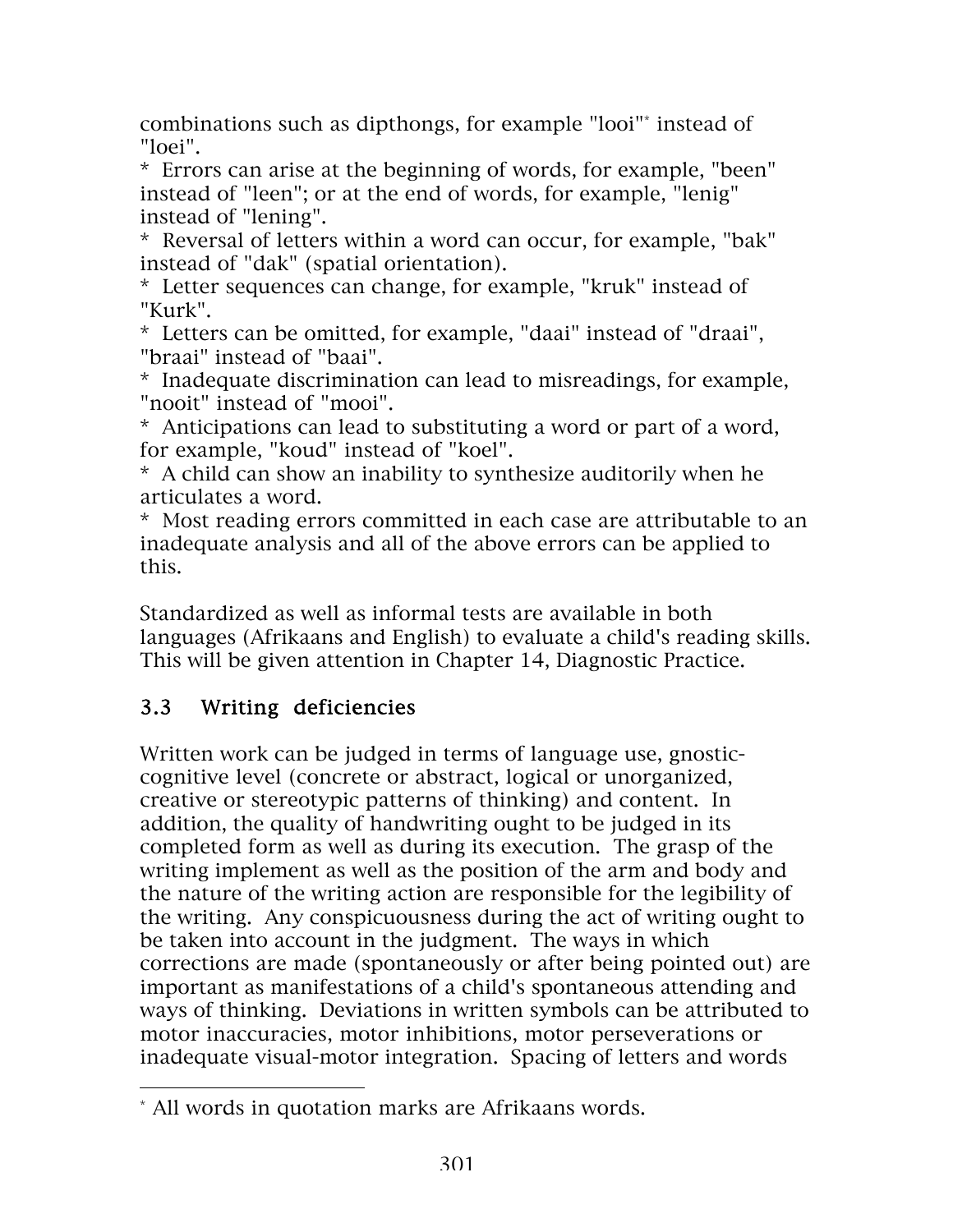combinations such as dipthongs, for example "looi"[*] instead of "loei".

* Errors can arise at the beginning of words, for example, "been" instead of "leen"; or at the end of words, for example, "lenig" instead of "lening".
* Reversal of letters within a word can occur, for example, "bak" instead of "dak" (spatial orientation).
* Letter sequences can change, for example, "kruk" instead of "Kurk".
* Letters can be omitted, for example, "daai" instead of "draai", "braai" instead of "baai".
* Inadequate discrimination can lead to misreadings, for example, "nooit" instead of "mooi".
* Anticipations can lead to substituting a word or part of a word, for example, "koud" instead of "koel".
* A child can show an inability to synthesize auditorily when he articulates a word.
* Most reading errors committed in each case are attributable to an inadequate analysis and all of the above errors can be applied to this.

Standardized as well as informal tests are available in both languages (Afrikaans and English) to evaluate a child's reading skills. This will be given attention in Chapter 14, Diagnostic Practice.

### 3.3 Writing deficiencies

Written work can be judged in terms of language use, gnostic-cognitive level (concrete or abstract, logical or unorganized, creative or stereotypic patterns of thinking) and content. In addition, the quality of handwriting ought to be judged in its completed form as well as during its execution. The grasp of the writing implement as well as the position of the arm and body and the nature of the writing action are responsible for the legibility of the writing. Any conspicuousness during the act of writing ought to be taken into account in the judgment. The ways in which corrections are made (spontaneously or after being pointed out) are important as manifestations of a child's spontaneous attending and ways of thinking. Deviations in written symbols can be attributed to motor inaccuracies, motor inhibitions, motor perseverations or inadequate visual-motor integration. Spacing of letters and words

---

[*] All words in quotation marks are Afrikaans words.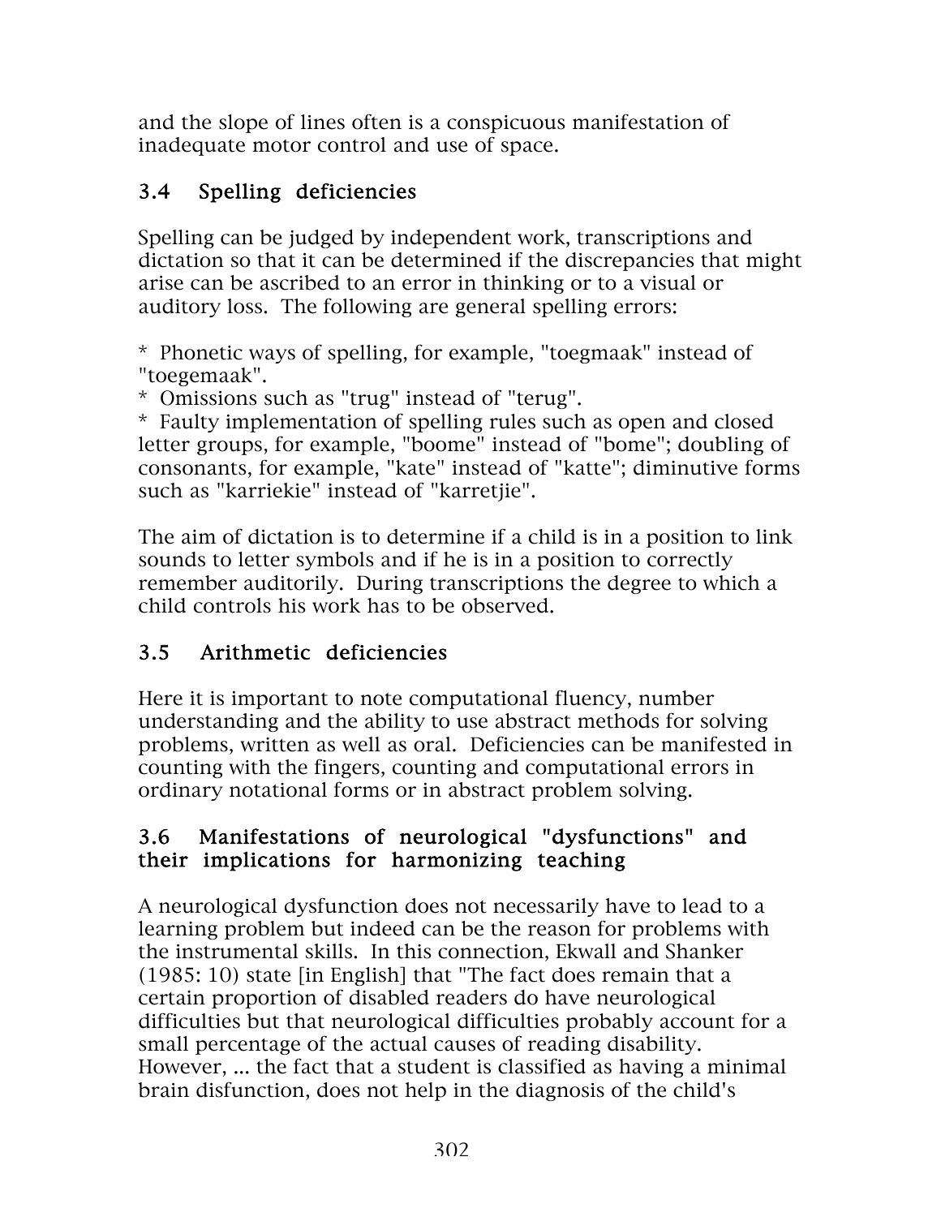and the slope of lines often is a conspicuous manifestation of inadequate motor control and use of space.

### 3.4 Spelling deficiencies

Spelling can be judged by independent work, transcriptions and dictation so that it can be determined if the discrepancies that might arise can be ascribed to an error in thinking or to a visual or auditory loss. The following are general spelling errors:

* Phonetic ways of spelling, for example, "toegmaak" instead of "toegemaak".
* Omissions such as "trug" instead of "terug".
* Faulty implementation of spelling rules such as open and closed letter groups, for example, "boome" instead of "bome"; doubling of consonants, for example, "kate" instead of "katte"; diminutive forms such as "karriekie" instead of "karretjie".

The aim of dictation is to determine if a child is in a position to link sounds to letter symbols and if he is in a position to correctly remember auditorily. During transcriptions the degree to which a child controls his work has to be observed.

### 3.5 Arithmetic deficiencies

Here it is important to note computational fluency, number understanding and the ability to use abstract methods for solving problems, written as well as oral. Deficiencies can be manifested in counting with the fingers, counting and computational errors in ordinary notational forms or in abstract problem solving.

### 3.6 Manifestations of neurological "dysfunctions" and their implications for harmonizing teaching

A neurological dysfunction does not necessarily have to lead to a learning problem but indeed can be the reason for problems with the instrumental skills. In this connection, Ekwall and Shanker (1985: 10) state [in English] that "The fact does remain that a certain proportion of disabled readers do have neurological difficulties but that neurological difficulties probably account for a small percentage of the actual causes of reading disability. However, ... the fact that a student is classified as having a minimal brain disfunction, does not help in the diagnosis of the child's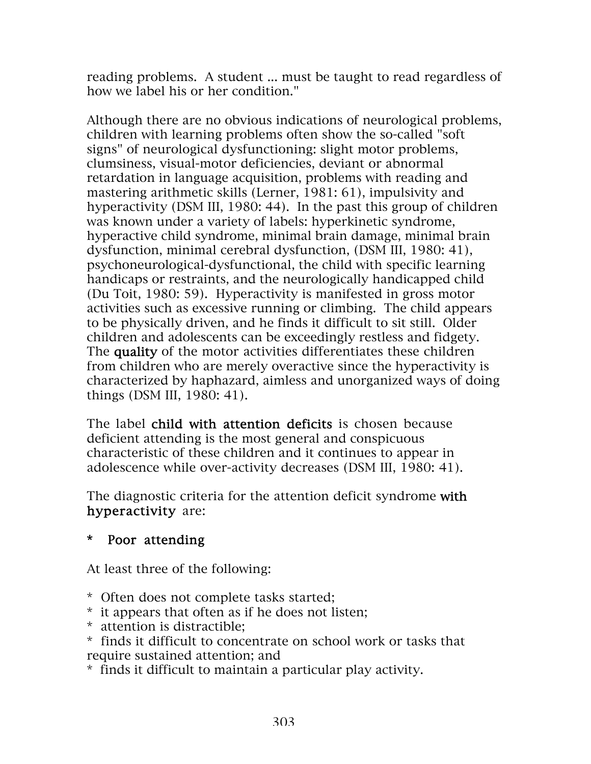reading problems. A student ... must be taught to read regardless of how we label his or her condition."

Although there are no obvious indications of neurological problems, children with learning problems often show the so-called "soft signs" of neurological dysfunctioning: slight motor problems, clumsiness, visual-motor deficiencies, deviant or abnormal retardation in language acquisition, problems with reading and mastering arithmetic skills (Lerner, 1981: 61), impulsivity and hyperactivity (DSM III, 1980: 44). In the past this group of children was known under a variety of labels: hyperkinetic syndrome, hyperactive child syndrome, minimal brain damage, minimal brain dysfunction, minimal cerebral dysfunction, (DSM III, 1980: 41), psychoneurological-dysfunctional, the child with specific learning handicaps or restraints, and the neurologically handicapped child (Du Toit, 1980: 59). Hyperactivity is manifested in gross motor activities such as excessive running or climbing. The child appears to be physically driven, and he finds it difficult to sit still. Older children and adolescents can be exceedingly restless and fidgety. The **quality** of the motor activities differentiates these children from children who are merely overactive since the hyperactivity is characterized by haphazard, aimless and unorganized ways of doing things (DSM III, 1980: 41).

The label **child with attention deficits** is chosen because deficient attending is the most general and conspicuous characteristic of these children and it continues to appear in adolescence while over-activity decreases (DSM III, 1980: 41).

The diagnostic criteria for the attention deficit syndrome **with hyperactivity** are:

\* **Poor attending**

At least three of the following:

* Often does not complete tasks started;
* it appears that often as if he does not listen;
* attention is distractible;
* finds it difficult to concentrate on school work or tasks that require sustained attention; and
* finds it difficult to maintain a particular play activity.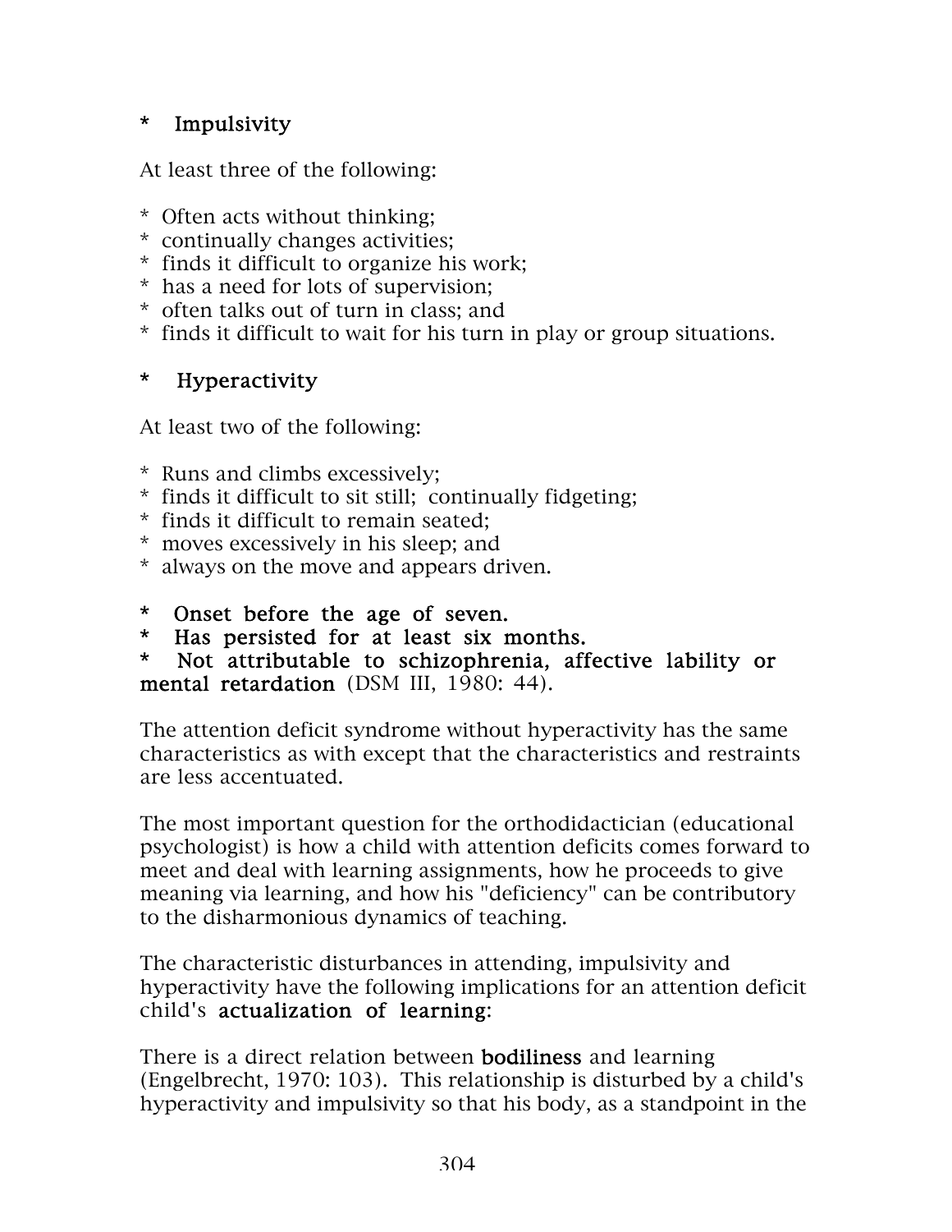* **Impulsivity**

At least three of the following:

* Often acts without thinking;
* continually changes activities;
* finds it difficult to organize his work;
* has a need for lots of supervision;
* often talks out of turn in class; and
* finds it difficult to wait for his turn in play or group situations.

* **Hyperactivity**

At least two of the following:

* Runs and climbs excessively;
* finds it difficult to sit still; continually fidgeting;
* finds it difficult to remain seated;
* moves excessively in his sleep; and
* always on the move and appears driven.

* **Onset before the age of seven.**
* **Has persisted for at least six months.**
* **Not attributable to schizophrenia, affective lability or mental retardation** (DSM III, 1980: 44).

The attention deficit syndrome without hyperactivity has the same characteristics as with except that the characteristics and restraints are less accentuated.

The most important question for the orthodidactician (educational psychologist) is how a child with attention deficits comes forward to meet and deal with learning assignments, how he proceeds to give meaning via learning, and how his "deficiency" can be contributory to the disharmonious dynamics of teaching.

The characteristic disturbances in attending, impulsivity and hyperactivity have the following implications for an attention deficit child's **actualization of learning**:

There is a direct relation between **bodiliness** and learning (Engelbrecht, 1970: 103). This relationship is disturbed by a child's hyperactivity and impulsivity so that his body, as a standpoint in the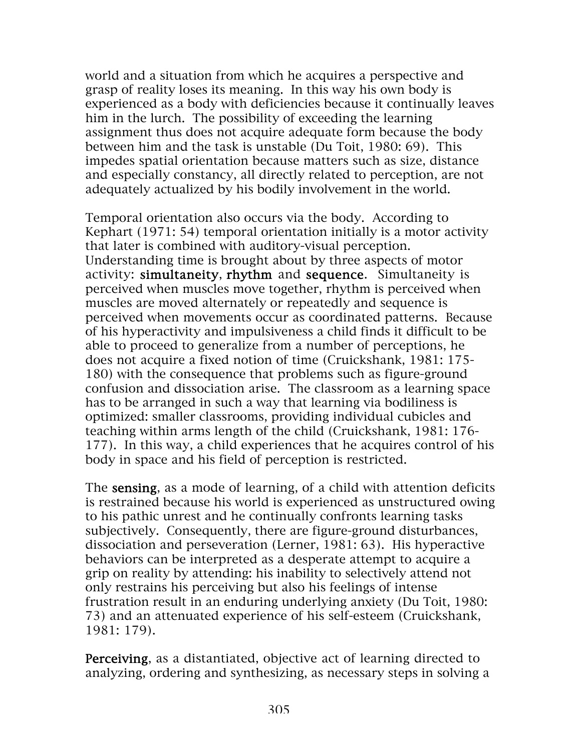world and a situation from which he acquires a perspective and grasp of reality loses its meaning. In this way his own body is experienced as a body with deficiencies because it continually leaves him in the lurch. The possibility of exceeding the learning assignment thus does not acquire adequate form because the body between him and the task is unstable (Du Toit, 1980: 69). This impedes spatial orientation because matters such as size, distance and especially constancy, all directly related to perception, are not adequately actualized by his bodily involvement in the world.

Temporal orientation also occurs via the body. According to Kephart (1971: 54) temporal orientation initially is a motor activity that later is combined with auditory-visual perception. Understanding time is brought about by three aspects of motor activity: **simultaneity**, **rhythm** and **sequence**. Simultaneity is perceived when muscles move together, rhythm is perceived when muscles are moved alternately or repeatedly and sequence is perceived when movements occur as coordinated patterns. Because of his hyperactivity and impulsiveness a child finds it difficult to be able to proceed to generalize from a number of perceptions, he does not acquire a fixed notion of time (Cruickshank, 1981: 175-180) with the consequence that problems such as figure-ground confusion and dissociation arise. The classroom as a learning space has to be arranged in such a way that learning via bodiliness is optimized: smaller classrooms, providing individual cubicles and teaching within arms length of the child (Cruickshank, 1981: 176-177). In this way, a child experiences that he acquires control of his body in space and his field of perception is restricted.

The **sensing**, as a mode of learning, of a child with attention deficits is restrained because his world is experienced as unstructured owing to his pathic unrest and he continually confronts learning tasks subjectively. Consequently, there are figure-ground disturbances, dissociation and perseveration (Lerner, 1981: 63). His hyperactive behaviors can be interpreted as a desperate attempt to acquire a grip on reality by attending: his inability to selectively attend not only restrains his perceiving but also his feelings of intense frustration result in an enduring underlying anxiety (Du Toit, 1980: 73) and an attenuated experience of his self-esteem (Cruickshank, 1981: 179).

**Perceiving**, as a distantiated, objective act of learning directed to analyzing, ordering and synthesizing, as necessary steps in solving a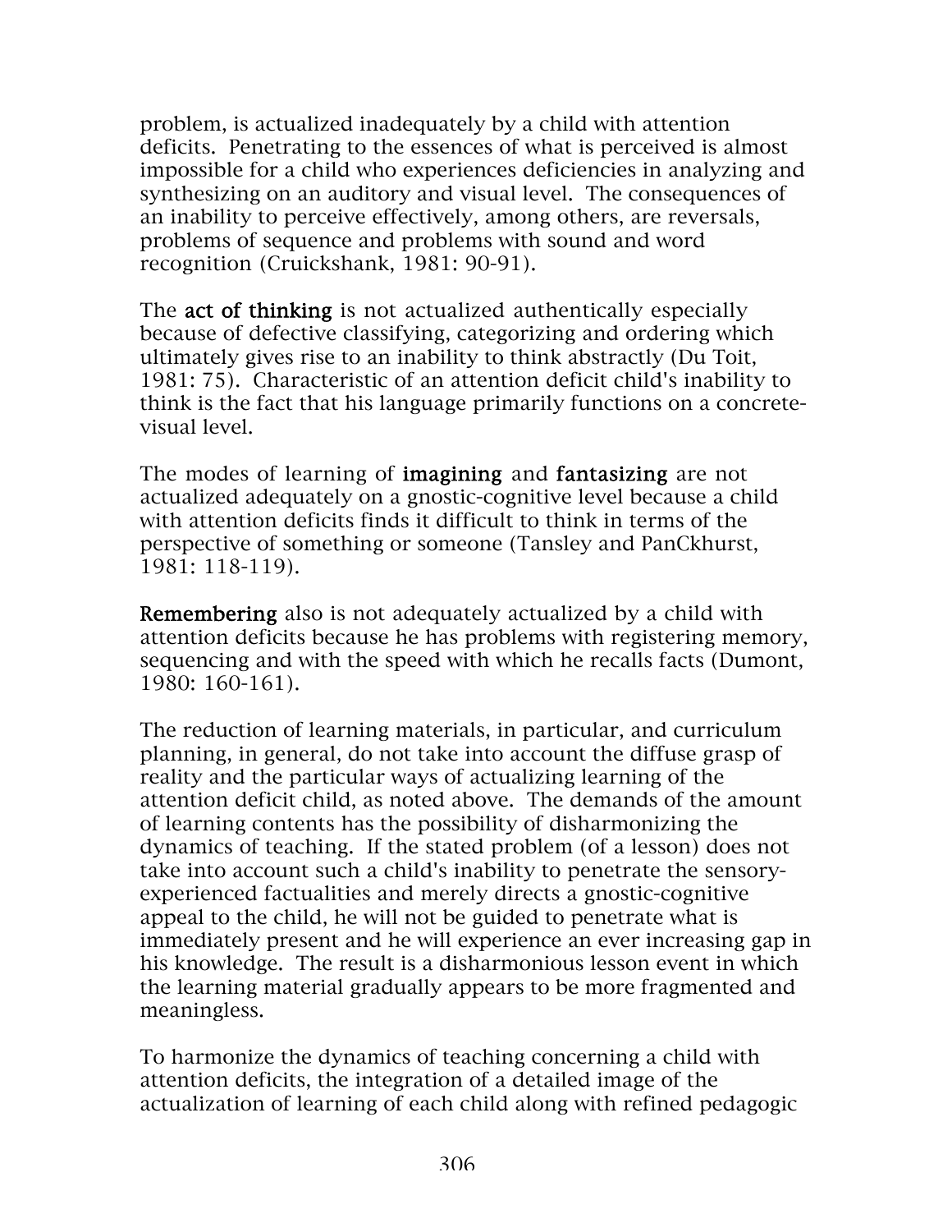problem, is actualized inadequately by a child with attention deficits. Penetrating to the essences of what is perceived is almost impossible for a child who experiences deficiencies in analyzing and synthesizing on an auditory and visual level. The consequences of an inability to perceive effectively, among others, are reversals, problems of sequence and problems with sound and word recognition (Cruickshank, 1981: 90-91).

The **act of thinking** is not actualized authentically especially because of defective classifying, categorizing and ordering which ultimately gives rise to an inability to think abstractly (Du Toit, 1981: 75). Characteristic of an attention deficit child's inability to think is the fact that his language primarily functions on a concrete-visual level.

The modes of learning of **imagining** and **fantasizing** are not actualized adequately on a gnostic-cognitive level because a child with attention deficits finds it difficult to think in terms of the perspective of something or someone (Tansley and PanCkhurst, 1981: 118-119).

**Remembering** also is not adequately actualized by a child with attention deficits because he has problems with registering memory, sequencing and with the speed with which he recalls facts (Dumont, 1980: 160-161).

The reduction of learning materials, in particular, and curriculum planning, in general, do not take into account the diffuse grasp of reality and the particular ways of actualizing learning of the attention deficit child, as noted above. The demands of the amount of learning contents has the possibility of disharmonizing the dynamics of teaching. If the stated problem (of a lesson) does not take into account such a child's inability to penetrate the sensory-experienced factualities and merely directs a gnostic-cognitive appeal to the child, he will not be guided to penetrate what is immediately present and he will experience an ever increasing gap in his knowledge. The result is a disharmonious lesson event in which the learning material gradually appears to be more fragmented and meaningless.

To harmonize the dynamics of teaching concerning a child with attention deficits, the integration of a detailed image of the actualization of learning of each child along with refined pedagogic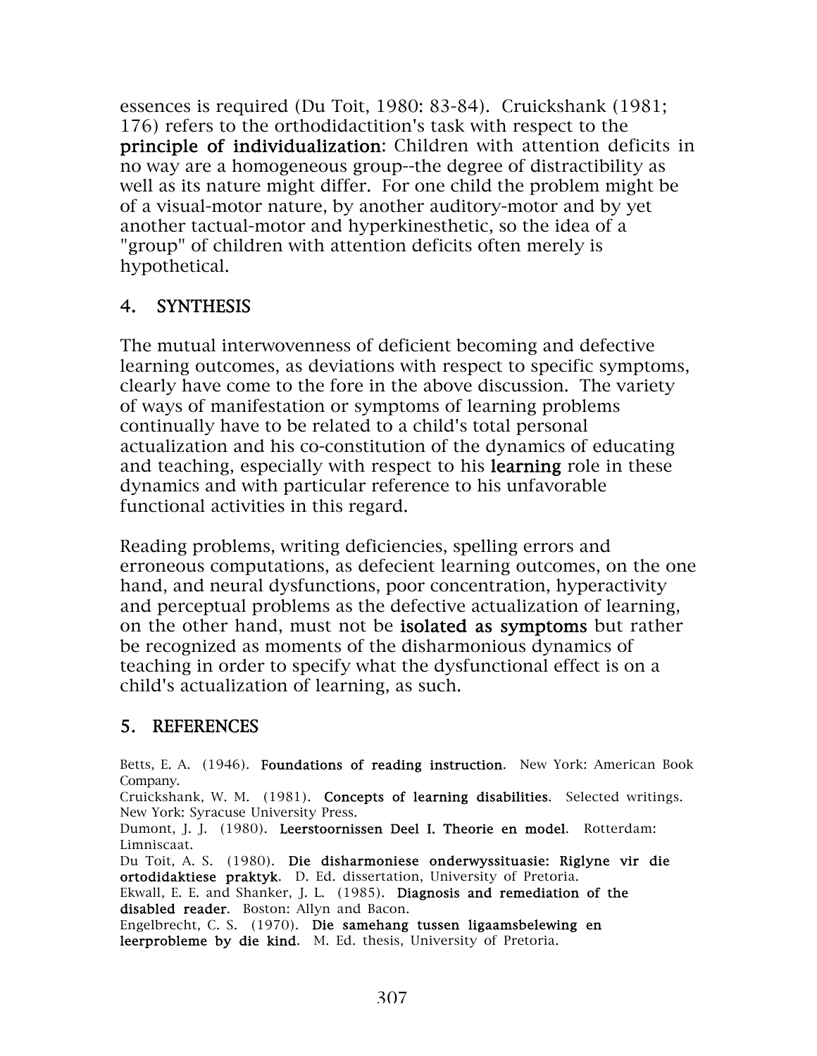essences is required (Du Toit, 1980: 83-84). Cruickshank (1981; 176) refers to the orthodidactition's task with respect to the **principle of individualization**: Children with attention deficits in no way are a homogeneous group--the degree of distractibility as well as its nature might differ. For one child the problem might be of a visual-motor nature, by another auditory-motor and by yet another tactual-motor and hyperkinesthetic, so the idea of a "group" of children with attention deficits often merely is hypothetical.

## 4. SYNTHESIS

The mutual interwovenness of deficient becoming and defective learning outcomes, as deviations with respect to specific symptoms, clearly have come to the fore in the above discussion. The variety of ways of manifestation or symptoms of learning problems continually have to be related to a child's total personal actualization and his co-constitution of the dynamics of educating and teaching, especially with respect to his **learning** role in these dynamics and with particular reference to his unfavorable functional activities in this regard.

Reading problems, writing deficiencies, spelling errors and erroneous computations, as defecient learning outcomes, on the one hand, and neural dysfunctions, poor concentration, hyperactivity and perceptual problems as the defective actualization of learning, on the other hand, must not be **isolated as symptoms** but rather be recognized as moments of the disharmonious dynamics of teaching in order to specify what the dysfunctional effect is on a child's actualization of learning, as such.

## 5. REFERENCES

Betts, E. A. (1946). **Foundations of reading instruction**. New York: American Book Company.

Cruickshank, W. M. (1981). **Concepts of learning disabilities**. Selected writings. New York: Syracuse University Press.

Dumont, J. J. (1980). **Leerstoornissen Deel I. Theorie en model**. Rotterdam: Limniscaat.

Du Toit, A. S. (1980). **Die disharmoniese onderwyssituasie: Riglyne vir die ortodidaktiese praktyk**. D. Ed. dissertation, University of Pretoria.

Ekwall, E. E. and Shanker, J. L. (1985). **Diagnosis and remediation of the disabled reader**. Boston: Allyn and Bacon.

Engelbrecht, C. S. (1970). **Die samehang tussen ligaamsbelewing en leerprobleme by die kind**. M. Ed. thesis, University of Pretoria.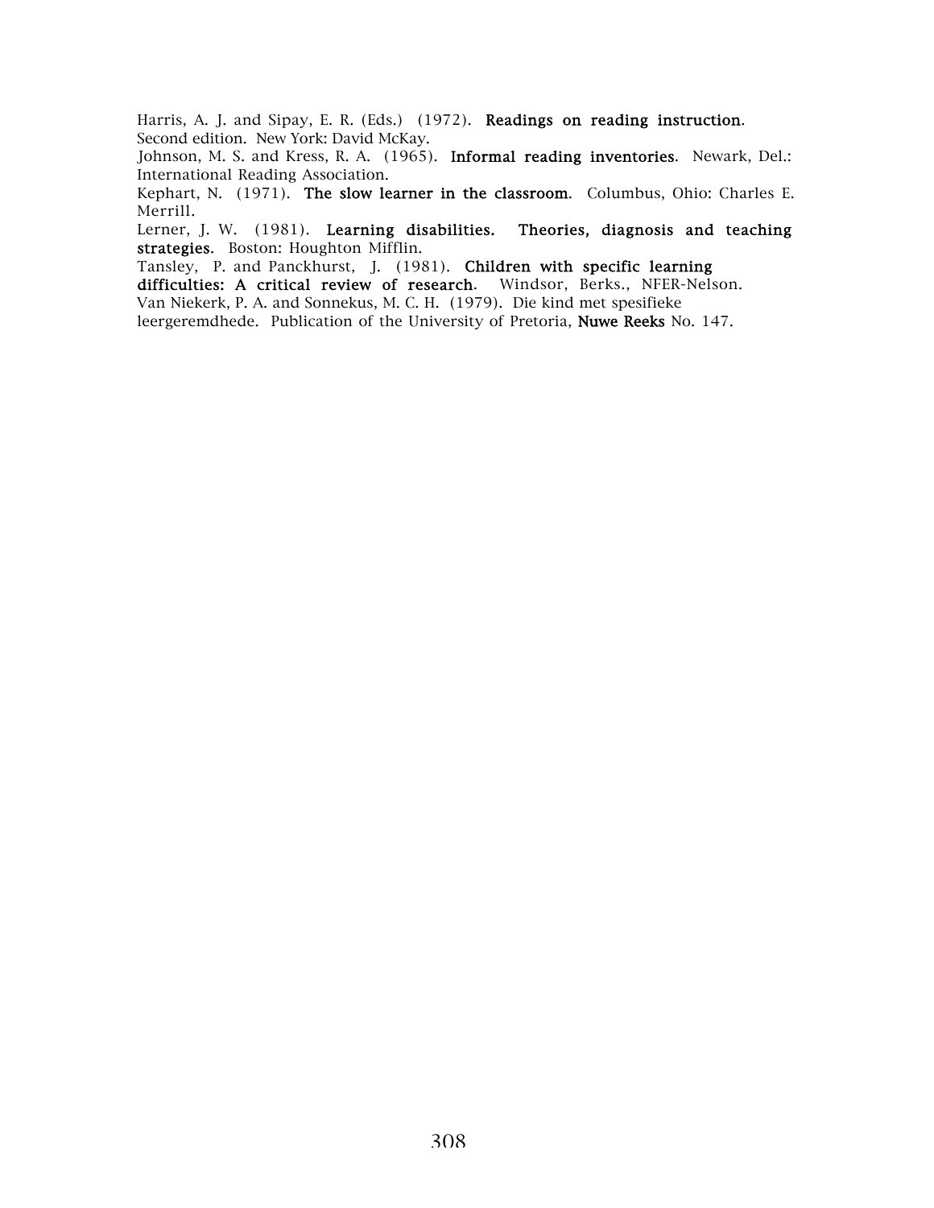Harris, A. J. and Sipay, E. R. (Eds.) (1972). **Readings on reading instruction**. Second edition. New York: David McKay.

Johnson, M. S. and Kress, R. A. (1965). **Informal reading inventories**. Newark, Del.: International Reading Association.

Kephart, N. (1971). **The slow learner in the classroom**. Columbus, Ohio: Charles E. Merrill.

Lerner, J. W. (1981). **Learning disabilities. Theories, diagnosis and teaching strategies**. Boston: Houghton Mifflin.

Tansley, P. and Panckhurst, J. (1981). **Children with specific learning difficulties: A critical review of research**. Windsor, Berks., NFER-Nelson.

Van Niekerk, P. A. and Sonnekus, M. C. H. (1979). Die kind met spesifieke leergeremdhede. Publication of the University of Pretoria, **Nuwe Reeks** No. 147.